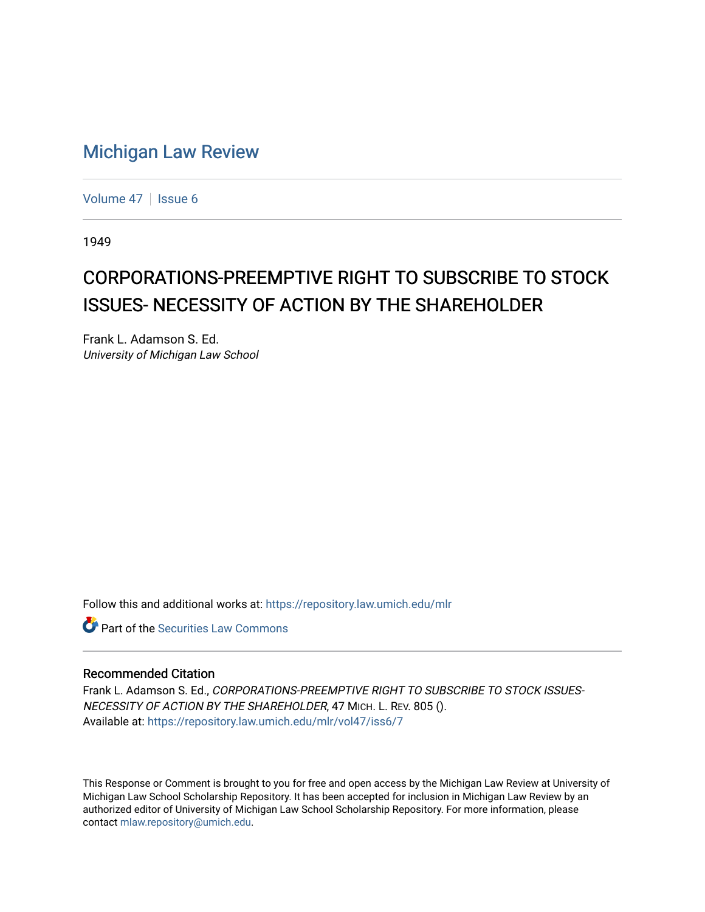# Michigan Law Review

Volume 47 | Issue 6

1949

## CORPORATIONS-PREEMPTIVE RIGHT TO SUBSCRIBE TO STOCK ISSUES- NECESSITY OF ACTION BY THE SHAREHOLDER

Frank L. Adamson S. Ed.
*University of Michigan Law School*

Follow this and additional works at: https://repository.law.umich.edu/mlr

Part of the Securities Law Commons

### Recommended Citation

Frank L. Adamson S. Ed., *CORPORATIONS-PREEMPTIVE RIGHT TO SUBSCRIBE TO STOCK ISSUES-NECESSITY OF ACTION BY THE SHAREHOLDER*, 47 MICH. L. REV. 805 ().
Available at: https://repository.law.umich.edu/mlr/vol47/iss6/7

This Response or Comment is brought to you for free and open access by the Michigan Law Review at University of Michigan Law School Scholarship Repository. It has been accepted for inclusion in Michigan Law Review by an authorized editor of University of Michigan Law School Scholarship Repository. For more information, please contact mlaw.repository@umich.edu.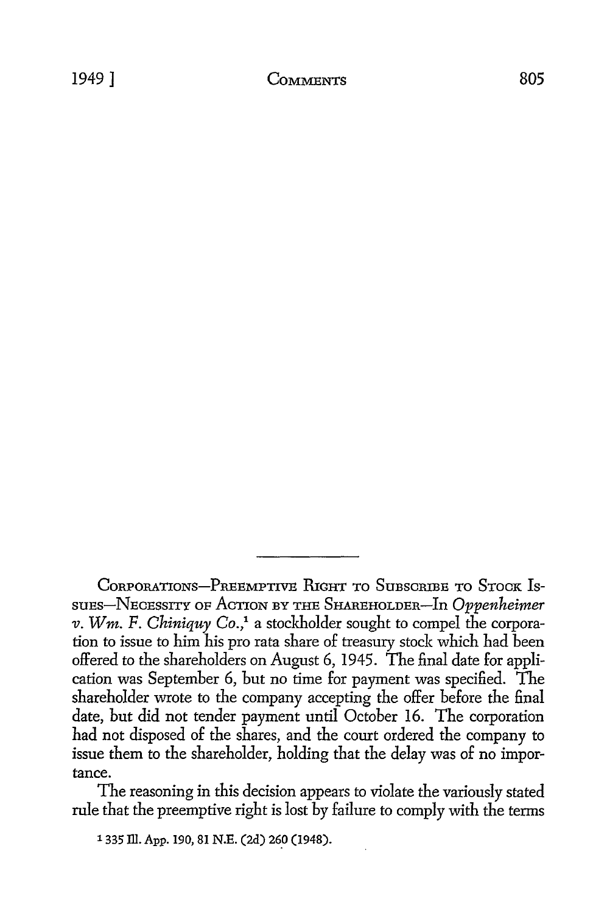CORPORATIONS—PREEMPTIVE RIGHT TO SUBSCRIBE TO STOCK ISSUES—NECESSITY OF ACTION BY THE SHAREHOLDER—In *Oppenheimer v. Wm. F. Chiniquy Co.*,[1] a stockholder sought to compel the corporation to issue to him his pro rata share of treasury stock which had been offered to the shareholders on August 6, 1945. The final date for application was September 6, but no time for payment was specified. The shareholder wrote to the company accepting the offer before the final date, but did not tender payment until October 16. The corporation had not disposed of the shares, and the court ordered the company to issue them to the shareholder, holding that the delay was of no importance.

The reasoning in this decision appears to violate the variously stated rule that the preemptive right is lost by failure to comply with the terms

[1] 335 Ill. App. 190, 81 N.E. (2d) 260 (1948).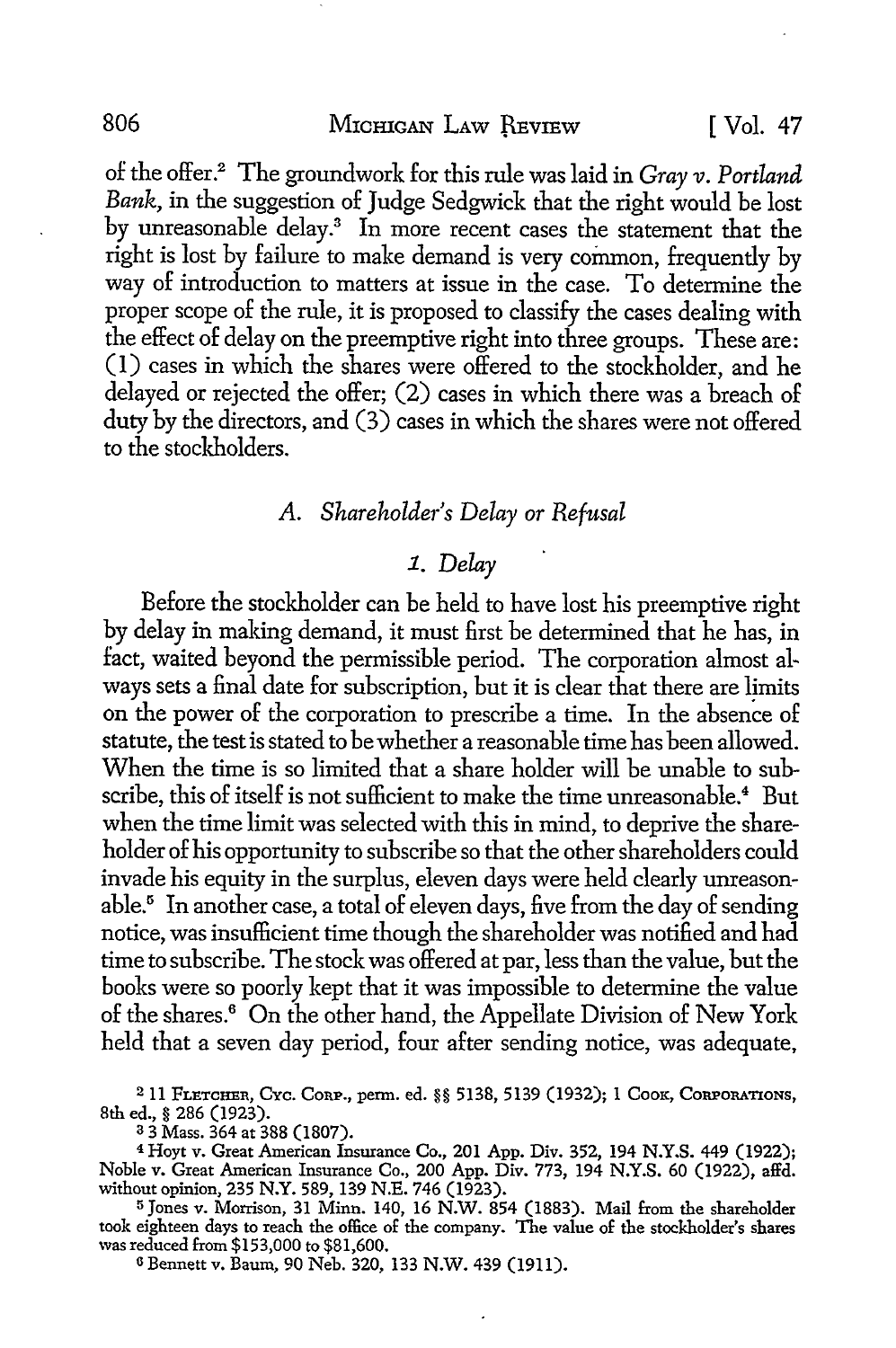of the offer.[2] The groundwork for this rule was laid in *Gray v. Portland Bank*, in the suggestion of Judge Sedgwick that the right would be lost by unreasonable delay.[3] In more recent cases the statement that the right is lost by failure to make demand is very common, frequently by way of introduction to matters at issue in the case. To determine the proper scope of the rule, it is proposed to classify the cases dealing with the effect of delay on the preemptive right into three groups. These are: (1) cases in which the shares were offered to the stockholder, and he delayed or rejected the offer; (2) cases in which there was a breach of duty by the directors, and (3) cases in which the shares were not offered to the stockholders.

### *A. Shareholder's Delay or Refusal*

#### *1. Delay*

Before the stockholder can be held to have lost his preemptive right by delay in making demand, it must first be determined that he has, in fact, waited beyond the permissible period. The corporation almost always sets a final date for subscription, but it is clear that there are limits on the power of the corporation to prescribe a time. In the absence of statute, the test is stated to be whether a reasonable time has been allowed. When the time is so limited that a share holder will be unable to subscribe, this of itself is not sufficient to make the time unreasonable.[4] But when the time limit was selected with this in mind, to deprive the shareholder of his opportunity to subscribe so that the other shareholders could invade his equity in the surplus, eleven days were held clearly unreasonable.[5] In another case, a total of eleven days, five from the day of sending notice, was insufficient time though the shareholder was notified and had time to subscribe. The stock was offered at par, less than the value, but the books were so poorly kept that it was impossible to determine the value of the shares.[6] On the other hand, the Appellate Division of New York held that a seven day period, four after sending notice, was adequate,

---

[2] 11 FLETCHER, CYC. CORP., perm. ed. §§ 5138, 5139 (1932); 1 COOK, CORPORATIONS, 8th ed., § 286 (1923).

[3] 3 Mass. 364 at 388 (1807).

[4] Hoyt v. Great American Insurance Co., 201 App. Div. 352, 194 N.Y.S. 449 (1922); Noble v. Great American Insurance Co., 200 App. Div. 773, 194 N.Y.S. 60 (1922), affd. without opinion, 235 N.Y. 589, 139 N.E. 746 (1923).

[5] Jones v. Morrison, 31 Minn. 140, 16 N.W. 854 (1883). Mail from the shareholder took eighteen days to reach the office of the company. The value of the stockholder's shares was reduced from $153,000 to $81,600.

[6] Bennett v. Baum, 90 Neb. 320, 133 N.W. 439 (1911).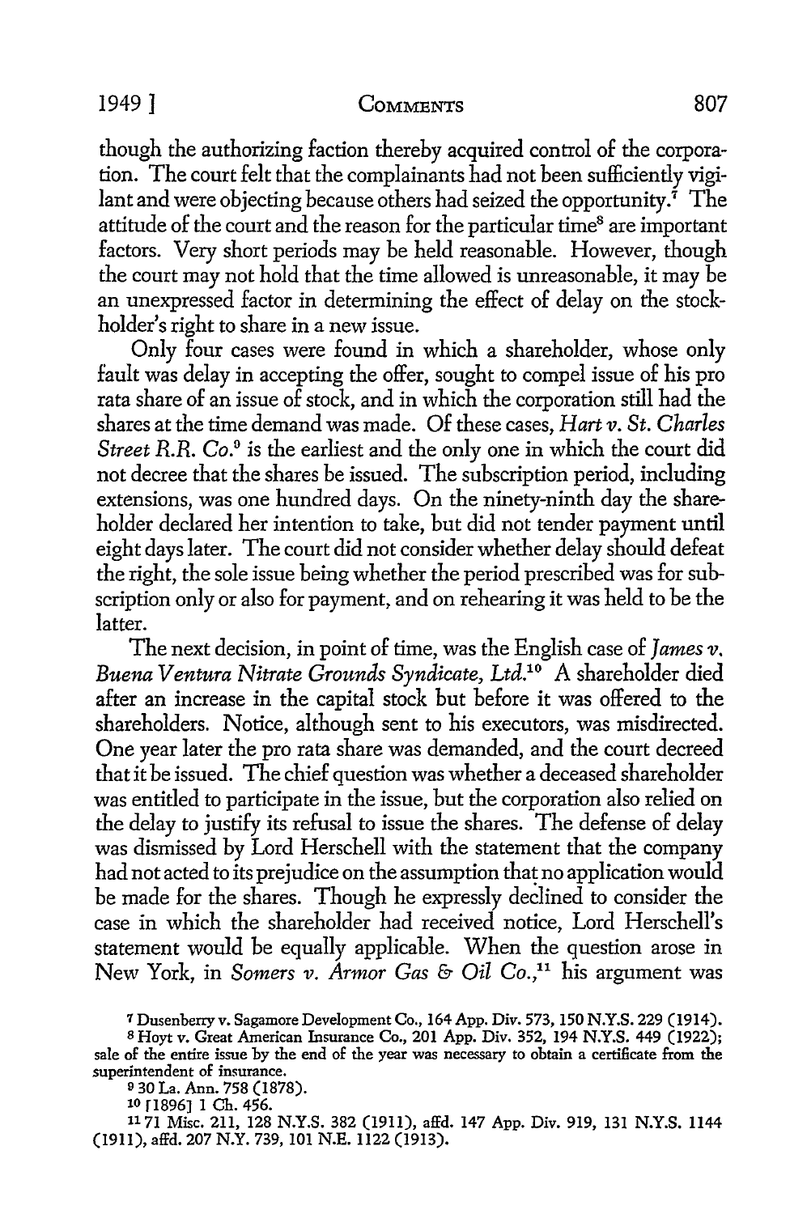though the authorizing faction thereby acquired control of the corporation. The court felt that the complainants had not been sufficiently vigilant and were objecting because others had seized the opportunity.[7] The attitude of the court and the reason for the particular time[8] are important factors. Very short periods may be held reasonable. However, though the court may not hold that the time allowed is unreasonable, it may be an unexpressed factor in determining the effect of delay on the stockholder's right to share in a new issue.

Only four cases were found in which a shareholder, whose only fault was delay in accepting the offer, sought to compel issue of his pro rata share of an issue of stock, and in which the corporation still had the shares at the time demand was made. Of these cases, *Hart v. St. Charles Street R.R. Co.*[9] is the earliest and the only one in which the court did not decree that the shares be issued. The subscription period, including extensions, was one hundred days. On the ninety-ninth day the shareholder declared her intention to take, but did not tender payment until eight days later. The court did not consider whether delay should defeat the right, the sole issue being whether the period prescribed was for subscription only or also for payment, and on rehearing it was held to be the latter.

The next decision, in point of time, was the English case of *James v. Buena Ventura Nitrate Grounds Syndicate, Ltd.*[10] A shareholder died after an increase in the capital stock but before it was offered to the shareholders. Notice, although sent to his executors, was misdirected. One year later the pro rata share was demanded, and the court decreed that it be issued. The chief question was whether a deceased shareholder was entitled to participate in the issue, but the corporation also relied on the delay to justify its refusal to issue the shares. The defense of delay was dismissed by Lord Herschell with the statement that the company had not acted to its prejudice on the assumption that no application would be made for the shares. Though he expressly declined to consider the case in which the shareholder had received notice, Lord Herschell's statement would be equally applicable. When the question arose in New York, in *Somers v. Armor Gas & Oil Co.*,[11] his argument was

[7] Dusenberry v. Sagamore Development Co., 164 App. Div. 573, 150 N.Y.S. 229 (1914).

[8] Hoyt v. Great American Insurance Co., 201 App. Div. 352, 194 N.Y.S. 449 (1922); sale of the entire issue by the end of the year was necessary to obtain a certificate from the superintendent of insurance.

[9] 30 La. Ann. 758 (1878).

[10] [1896] 1 Ch. 456.

[11] 71 Misc. 211, 128 N.Y.S. 382 (1911), affd. 147 App. Div. 919, 131 N.Y.S. 1144 (1911), affd. 207 N.Y. 739, 101 N.E. 1122 (1913).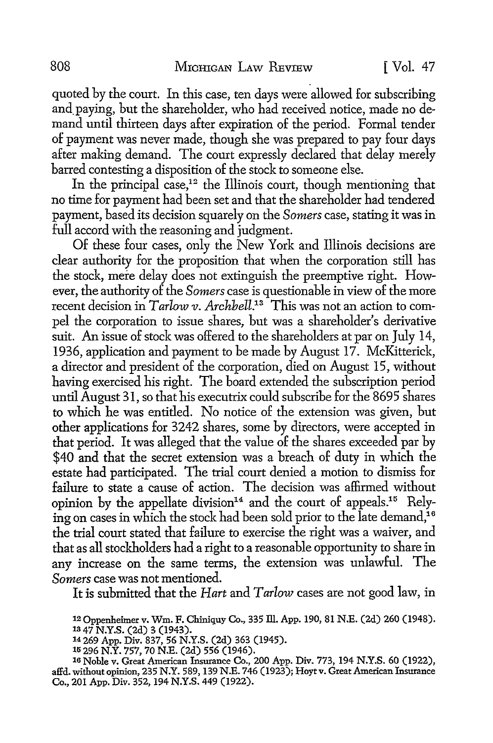quoted by the court. In this case, ten days were allowed for subscribing and paying, but the shareholder, who had received notice, made no demand until thirteen days after expiration of the period. Formal tender of payment was never made, though she was prepared to pay four days after making demand. The court expressly declared that delay merely barred contesting a disposition of the stock to someone else.

In the principal case,[12] the Illinois court, though mentioning that no time for payment had been set and that the shareholder had tendered payment, based its decision squarely on the *Somers* case, stating it was in full accord with the reasoning and judgment.

Of these four cases, only the New York and Illinois decisions are clear authority for the proposition that when the corporation still has the stock, mere delay does not extinguish the preemptive right. However, the authority of the *Somers* case is questionable in view of the more recent decision in *Tarlow v. Archbell*.[13] This was not an action to compel the corporation to issue shares, but was a shareholder's derivative suit. An issue of stock was offered to the shareholders at par on July 14, 1936, application and payment to be made by August 17. McKitterick, a director and president of the corporation, died on August 15, without having exercised his right. The board extended the subscription period until August 31, so that his executrix could subscribe for the 8695 shares to which he was entitled. No notice of the extension was given, but other applications for 3242 shares, some by directors, were accepted in that period. It was alleged that the value of the shares exceeded par by $40 and that the secret extension was a breach of duty in which the estate had participated. The trial court denied a motion to dismiss for failure to state a cause of action. The decision was affirmed without opinion by the appellate division[14] and the court of appeals.[15] Relying on cases in which the stock had been sold prior to the late demand,[16] the trial court stated that failure to exercise the right was a waiver, and that as all stockholders had a right to a reasonable opportunity to share in any increase on the same terms, the extension was unlawful. The *Somers* case was not mentioned.

It is submitted that the *Hart* and *Tarlow* cases are not good law, in

---

[12] Oppenheimer v. Wm. F. Chiniquy Co., 335 Ill. App. 190, 81 N.E. (2d) 260 (1948).

[13] 47 N.Y.S. (2d) 3 (1943).

[14] 269 App. Div. 837, 56 N.Y.S. (2d) 363 (1945).

[15] 296 N.Y. 757, 70 N.E. (2d) 556 (1946).

[16] Noble v. Great American Insurance Co., 200 App. Div. 773, 194 N.Y.S. 60 (1922), affd. without opinion, 235 N.Y. 589, 139 N.E. 746 (1923); Hoyt v. Great American Insurance Co., 201 App. Div. 352, 194 N.Y.S. 449 (1922).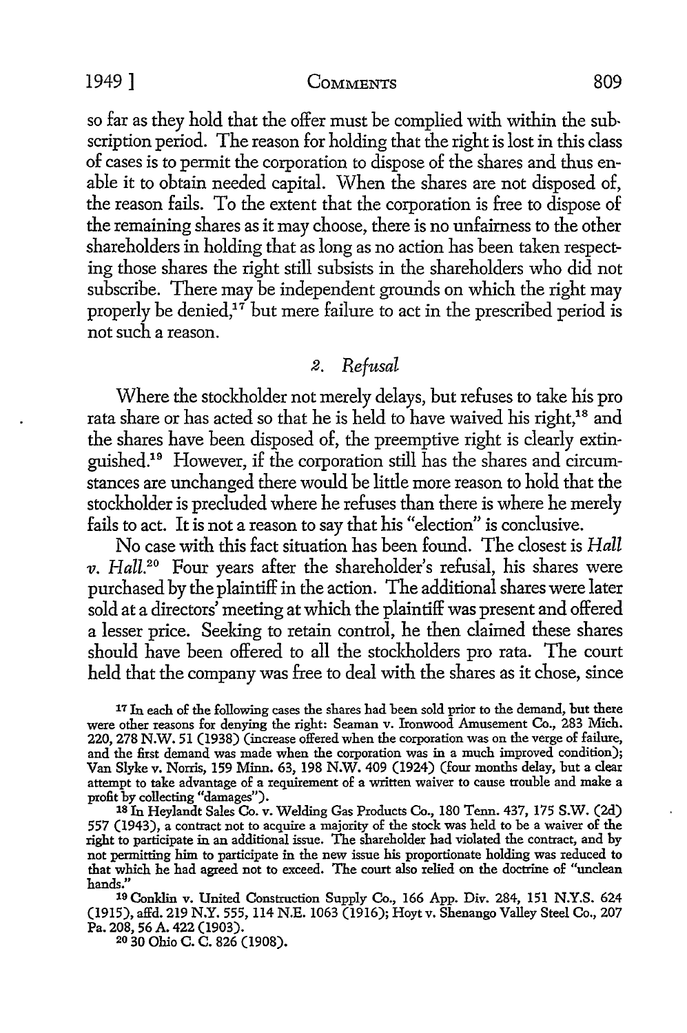so far as they hold that the offer must be complied with within the subscription period. The reason for holding that the right is lost in this class of cases is to permit the corporation to dispose of the shares and thus enable it to obtain needed capital. When the shares are not disposed of, the reason fails. To the extent that the corporation is free to dispose of the remaining shares as it may choose, there is no unfairness to the other shareholders in holding that as long as no action has been taken respecting those shares the right still subsists in the shareholders who did not subscribe. There may be independent grounds on which the right may properly be denied,[17] but mere failure to act in the prescribed period is not such a reason.

### 2. *Refusal*

Where the stockholder not merely delays, but refuses to take his pro rata share or has acted so that he is held to have waived his right,[18] and the shares have been disposed of, the preemptive right is clearly extinguished.[19] However, if the corporation still has the shares and circumstances are unchanged there would be little more reason to hold that the stockholder is precluded where he refuses than there is where he merely fails to act. It is not a reason to say that his "election" is conclusive.

No case with this fact situation has been found. The closest is *Hall v. Hall.*[20] Four years after the shareholder's refusal, his shares were purchased by the plaintiff in the action. The additional shares were later sold at a directors' meeting at which the plaintiff was present and offered a lesser price. Seeking to retain control, he then claimed these shares should have been offered to all the stockholders pro rata. The court held that the company was free to deal with the shares as it chose, since

---

[17] In each of the following cases the shares had been sold prior to the demand, but there were other reasons for denying the right: Seaman v. Ironwood Amusement Co., 283 Mich. 220, 278 N.W. 51 (1938) (increase offered when the corporation was on the verge of failure, and the first demand was made when the corporation was in a much improved condition); Van Slyke v. Norris, 159 Minn. 63, 198 N.W. 409 (1924) (four months delay, but a clear attempt to take advantage of a requirement of a written waiver to cause trouble and make a profit by collecting "damages").

[18] In Heylandt Sales Co. v. Welding Gas Products Co., 180 Tenn. 437, 175 S.W. (2d) 557 (1943), a contract not to acquire a majority of the stock was held to be a waiver of the right to participate in an additional issue. The shareholder had violated the contract, and by not permitting him to participate in the new issue his proportionate holding was reduced to that which he had agreed not to exceed. The court also relied on the doctrine of "unclean hands."

[19] Conklin v. United Construction Supply Co., 166 App. Div. 284, 151 N.Y.S. 624 (1915), aff'd. 219 N.Y. 555, 114 N.E. 1063 (1916); Hoyt v. Shenango Valley Steel Co., 207 Pa. 208, 56 A. 422 (1903).

[20] 30 Ohio C. C. 826 (1908).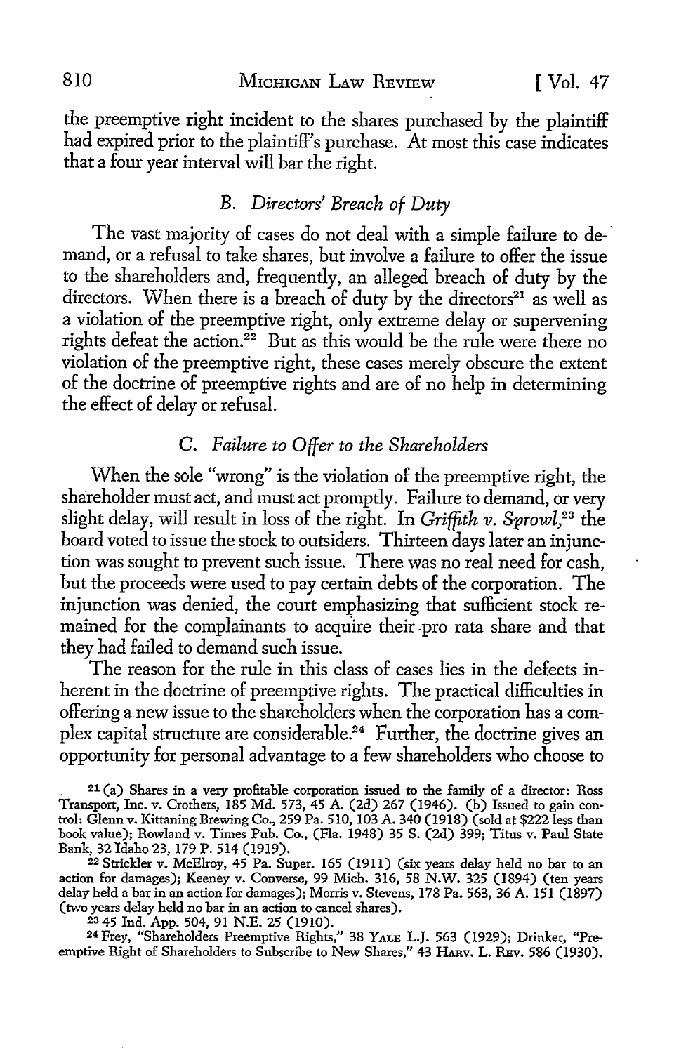the preemptive right incident to the shares purchased by the plaintiff had expired prior to the plaintiff's purchase. At most this case indicates that a four year interval will bar the right.

### *B. Directors' Breach of Duty*

The vast majority of cases do not deal with a simple failure to demand, or a refusal to take shares, but involve a failure to offer the issue to the shareholders and, frequently, an alleged breach of duty by the directors. When there is a breach of duty by the directors[21] as well as a violation of the preemptive right, only extreme delay or supervening rights defeat the action.[22] But as this would be the rule were there no violation of the preemptive right, these cases merely obscure the extent of the doctrine of preemptive rights and are of no help in determining the effect of delay or refusal.

### *C. Failure to Offer to the Shareholders*

When the sole "wrong" is the violation of the preemptive right, the shareholder must act, and must act promptly. Failure to demand, or very slight delay, will result in loss of the right. In *Griffith v. Sprowl*,[23] the board voted to issue the stock to outsiders. Thirteen days later an injunction was sought to prevent such issue. There was no real need for cash, but the proceeds were used to pay certain debts of the corporation. The injunction was denied, the court emphasizing that sufficient stock remained for the complainants to acquire their pro rata share and that they had failed to demand such issue.

The reason for the rule in this class of cases lies in the defects inherent in the doctrine of preemptive rights. The practical difficulties in offering a new issue to the shareholders when the corporation has a complex capital structure are considerable.[24] Further, the doctrine gives an opportunity for personal advantage to a few shareholders who choose to

---

[21] (a) Shares in a very profitable corporation issued to the family of a director: Ross Transport, Inc. v. Crothers, 185 Md. 573, 45 A. (2d) 267 (1946). (b) Issued to gain control: Glenn v. Kittaning Brewing Co., 259 Pa. 510, 103 A. 340 (1918) (sold at $222 less than book value); Rowland v. Times Pub. Co., (Fla. 1948) 35 S. (2d) 399; Titus v. Paul State Bank, 32 Idaho 23, 179 P. 514 (1919).

[22] Strickler v. McElroy, 45 Pa. Super. 165 (1911) (six years delay held no bar to an action for damages); Keeney v. Converse, 99 Mich. 316, 58 N.W. 325 (1894) (ten years delay held a bar in an action for damages); Morris v. Stevens, 178 Pa. 563, 36 A. 151 (1897) (two years delay held no bar in an action to cancel shares).

[23] 45 Ind. App. 504, 91 N.E. 25 (1910).

[24] Frey, "Shareholders Preemptive Rights," 38 YALE L.J. 563 (1929); Drinker, "Preemptive Right of Shareholders to Subscribe to New Shares," 43 HARV. L. REV. 586 (1930).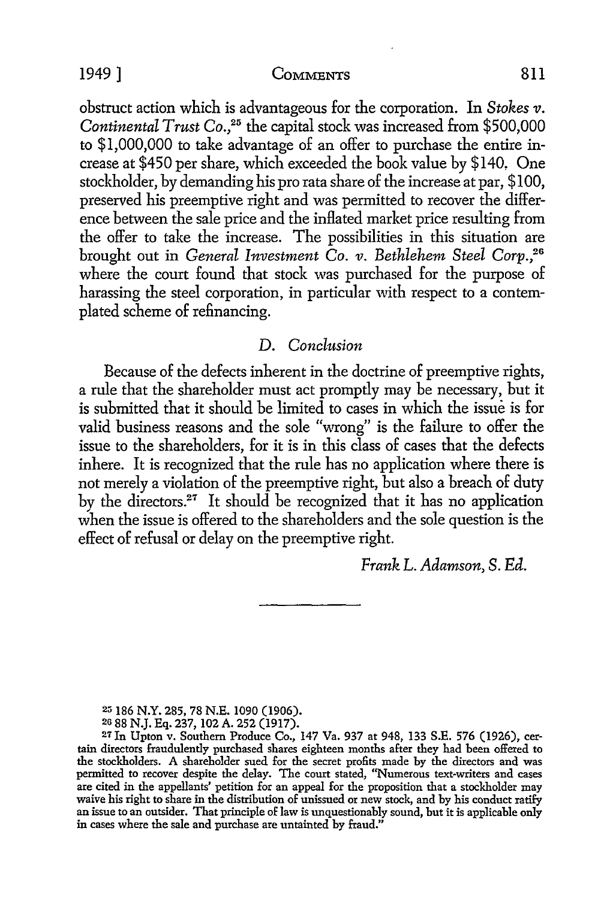obstruct action which is advantageous for the corporation. In *Stokes v. Continental Trust Co.*,[25] the capital stock was increased from $500,000 to $1,000,000 to take advantage of an offer to purchase the entire increase at $450 per share, which exceeded the book value by $140. One stockholder, by demanding his pro rata share of the increase at par, $100, preserved his preemptive right and was permitted to recover the difference between the sale price and the inflated market price resulting from the offer to take the increase. The possibilities in this situation are brought out in *General Investment Co. v. Bethlehem Steel Corp.*,[26] where the court found that stock was purchased for the purpose of harassing the steel corporation, in particular with respect to a contemplated scheme of refinancing.

### D. *Conclusion*

Because of the defects inherent in the doctrine of preemptive rights, a rule that the shareholder must act promptly may be necessary, but it is submitted that it should be limited to cases in which the issue is for valid business reasons and the sole "wrong" is the failure to offer the issue to the shareholders, for it is in this class of cases that the defects inhere. It is recognized that the rule has no application where there is not merely a violation of the preemptive right, but also a breach of duty by the directors.[27] It should be recognized that it has no application when the issue is offered to the shareholders and the sole question is the effect of refusal or delay on the preemptive right.

*Frank L. Adamson, S. Ed.*

---

[25] 186 N.Y. 285, 78 N.E. 1090 (1906).

[26] 88 N.J. Eq. 237, 102 A. 252 (1917).

[27] In Upton v. Southern Produce Co., 147 Va. 937 at 948, 133 S.E. 576 (1926), certain directors fraudulently purchased shares eighteen months after they had been offered to the stockholders. A shareholder sued for the secret profits made by the directors and was permitted to recover despite the delay. The court stated, "Numerous text-writers and cases are cited in the appellants' petition for an appeal for the proposition that a stockholder may waive his right to share in the distribution of unissued or new stock, and by his conduct ratify an issue to an outsider. That principle of law is unquestionably sound, but it is applicable only in cases where the sale and purchase are untainted by fraud."